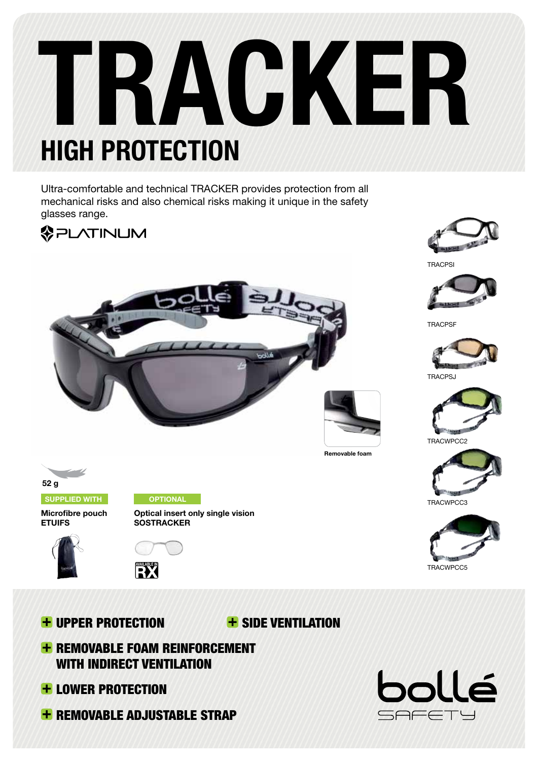# TRACKER

## HIGH PROTECTION

Ultra-comfortable and technical TRACKER provides protection from all mechanical risks and also chemical risks making it unique in the safety glasses range.

PLATINUM

TRACPSI

TRACPSF

TRACPSJ

TRACWPCC2

TRACWPCC3

TRACWPCC5

Removable foam

52 g

**SUPPLIED WITH**

**Microfibre pouch**
**ETUIFS**

**OPTIONAL**

**Optical insert only single vision**
**SOSTRACKER**

AVAILABLE IN RX

- **UPPER PROTECTION**
- **SIDE VENTILATION**
- **REMOVABLE FOAM REINFORCEMENT WITH INDIRECT VENTILATION**
- **LOWER PROTECTION**
- **REMOVABLE ADJUSTABLE STRAP**

bollé SAFETY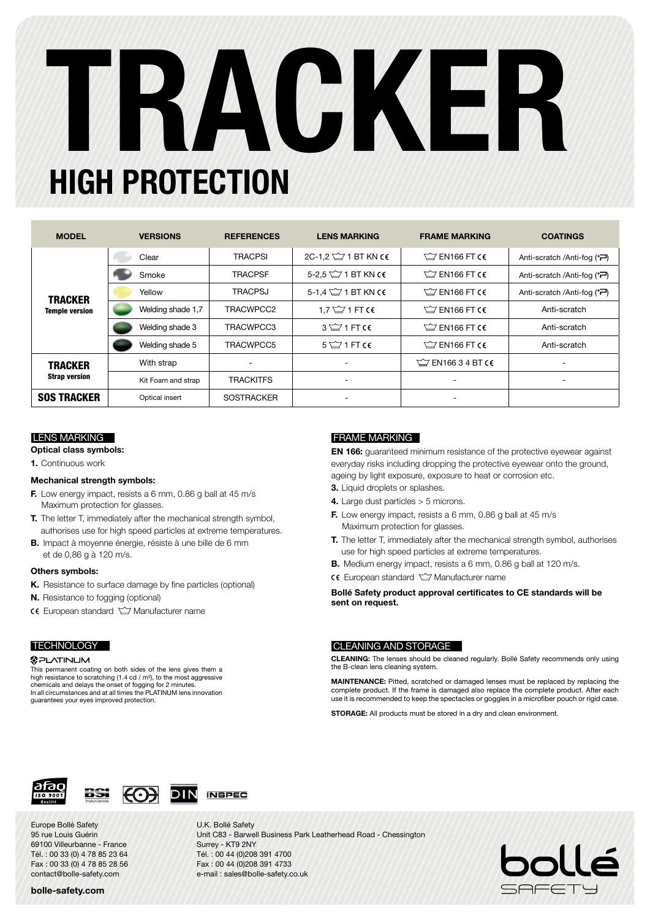# TRACKER

## HIGH PROTECTION

| MODEL | VERSIONS | REFERENCES | LENS MARKING | FRAME MARKING | COATINGS |
|---|---|---|---|---|---|
| **TRACKER** Temple version | Clear | TRACPSI | 2C-1,2 1 BT KN CE | EN166 FT CE | Anti-scratch /Anti-fog |
| | Smoke | TRACPSF | 5-2,5 1 BT KN CE | EN166 FT CE | Anti-scratch /Anti-fog |
| | Yellow | TRACPSJ | 5-1,4 1 BT KN CE | EN166 FT CE | Anti-scratch /Anti-fog |
| | Welding shade 1,7 | TRACWPCC2 | 1,7 1 FT CE | EN166 FT CE | Anti-scratch |
| | Welding shade 3 | TRACWPCC3 | 3 1 FT CE | EN166 FT CE | Anti-scratch |
| | Welding shade 5 | TRACWPCC5 | 5 1 FT CE | EN166 FT CE | Anti-scratch |
| **TRACKER** Strap version | With strap | - | - | EN166 3 4 BT CE | - |
| | Kit Foam and strap | TRACKITFS | - | - | - |
| **SOS TRACKER** | Optical insert | SOSTRACKER | - | - | |

### LENS MARKING

**Optical class symbols:**

**1.** Continuous work

**Mechanical strength symbols:**

**F.** Low energy impact, resists a 6 mm, 0.86 g ball at 45 m/s
Maximum protection for glasses.

**T.** The letter T, immediately after the mechanical strength symbol, authorises use for high speed particles at extreme temperatures.

**B.** Impact à moyenne énergie, résiste à une bille de 6 mm et de 0,86 g à 120 m/s.

**Others symbols:**

**K.** Resistance to surface damage by fine particles (optional)

**N.** Resistance to fogging (optional)

CE European standard — Manufacturer name

### FRAME MARKING

**EN 166:** guaranteed minimum resistance of the protective eyewear against everyday risks including dropping the protective eyewear onto the ground, ageing by light exposure, exposure to heat or corrosion etc.

**3.** Liquid droplets or splashes.

**4.** Large dust particles > 5 microns.

**F.** Low energy impact, resists a 6 mm, 0.86 g ball at 45 m/s
Maximum protection for glasses.

**T.** The letter T, immediately after the mechanical strength symbol, authorises use for high speed particles at extreme temperatures.

**B.** Medium energy impact, resists a 6 mm, 0.86 g ball at 120 m/s.

CE European standard — Manufacturer name

**Bollé Safety product approval certificates to CE standards will be sent on request.**

### TECHNOLOGY

**PLATINUM**

This permanent coating on both sides of the lens gives them a high resistance to scratching (1.4 cd / m²), to the most aggressive chemicals and delays the onset of fogging for 2 minutes.
In all circumstances and at all times the PLATINUM lens innovation guarantees your eyes improved protection.

### CLEANING AND STORAGE

**CLEANING:** The lenses should be cleaned regularly. Bollé Safety recommends only using the B-clean lens cleaning system.

**MAINTENANCE:** Pitted, scratched or damaged lenses must be replaced by replacing the complete product. If the frame is damaged also replace the complete product. After each use it is recommended to keep the spectacles or goggles in a microfiber pouch or rigid case.

**STORAGE:** All products must be stored in a dry and clean environment.

afaq ISO 9001 Qualité — BSI Product Services — DIN — INSPEC

Europe Bollé Safety
95 rue Louis Guérin
69100 Villeurbanne - France
Tél. : 00 33 (0) 4 78 85 23 64
Fax : 00 33 (0) 4 78 85 28 56
contact@bolle-safety.com

U.K. Bollé Safety
Unit C83 - Barwell Business Park Leatherhead Road - Chessington
Surrey - KT9 2NY
Tél. : 00 44 (0)208 391 4700
Fax : 00 44 (0)208 391 4733
e-mail : sales@bolle-safety.co.uk

**bolle-safety.com**

bollé SAFETY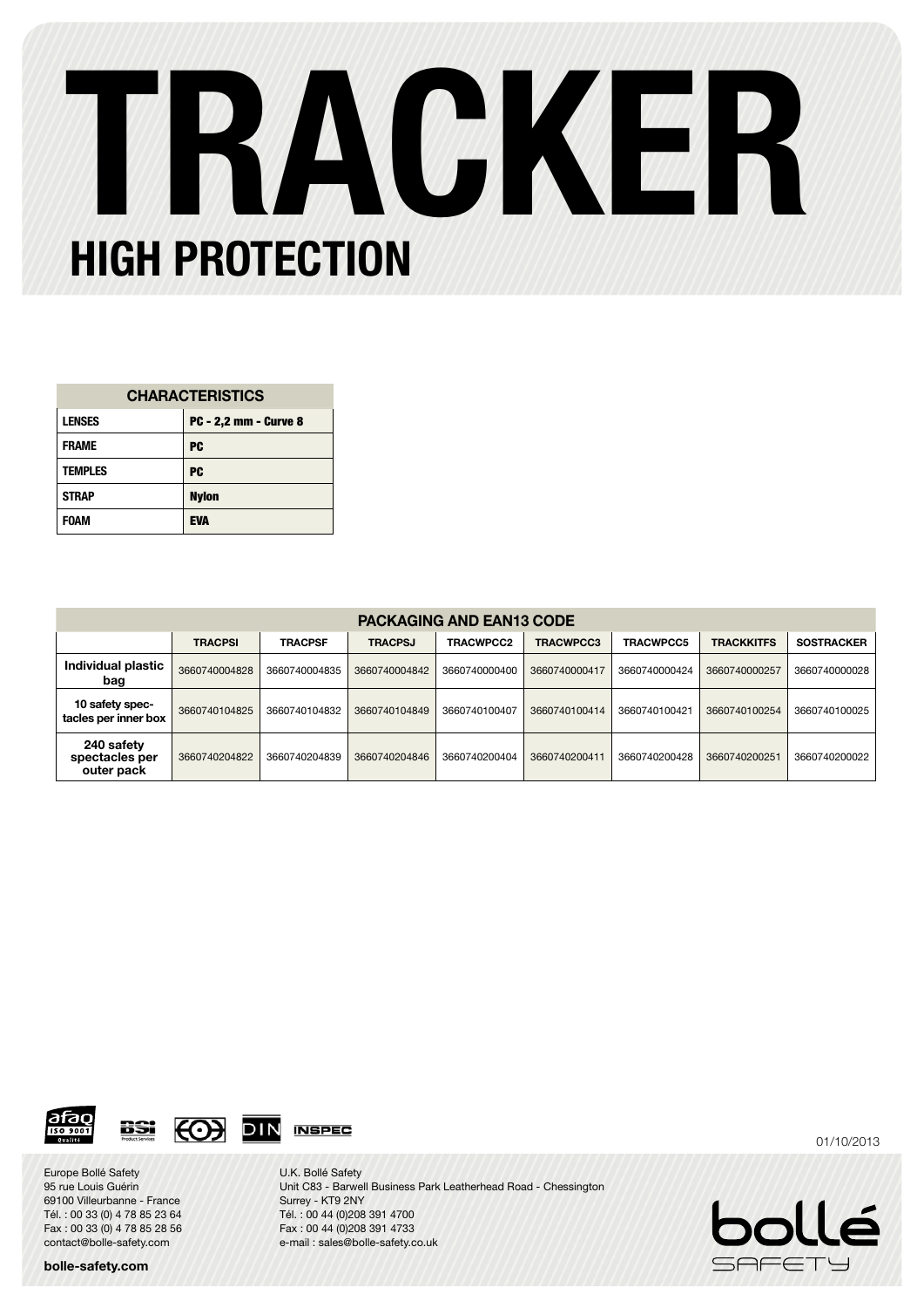# TRACKER

## HIGH PROTECTION

| CHARACTERISTICS | |
|---|---|
| LENSES | PC - 2,2 mm - Curve 8 |
| FRAME | PC |
| TEMPLES | PC |
| STRAP | Nylon |
| FOAM | EVA |

| PACKAGING AND EAN13 CODE | | | | | | | | |
|---|---|---|---|---|---|---|---|---|
| | TRACPSI | TRACPSF | TRACPSJ | TRACWPCC2 | TRACWPCC3 | TRACWPCC5 | TRACKKITFS | SOSTRACKER |
| Individual plastic bag | 3660740004828 | 3660740004835 | 3660740004842 | 3660740000400 | 3660740000417 | 3660740000424 | 3660740000257 | 3660740000028 |
| 10 safety spectacles per inner box | 3660740104825 | 3660740104832 | 3660740104849 | 3660740100407 | 3660740100414 | 3660740100421 | 3660740100254 | 3660740100025 |
| 240 safety spectacles per outer pack | 3660740204822 | 3660740204839 | 3660740204846 | 3660740200404 | 3660740200411 | 3660740200428 | 3660740200251 | 3660740200022 |

01/10/2013

Europe Bollé Safety
95 rue Louis Guérin
69100 Villeurbanne - France
Tél. : 00 33 (0) 4 78 85 23 64
Fax : 00 33 (0) 4 78 85 28 56
contact@bolle-safety.com

U.K. Bollé Safety
Unit C83 - Barwell Business Park Leatherhead Road - Chessington
Surrey - KT9 2NY
Tél. : 00 44 (0)208 391 4700
Fax : 00 44 (0)208 391 4733
e-mail : sales@bolle-safety.co.uk

**bolle-safety.com**